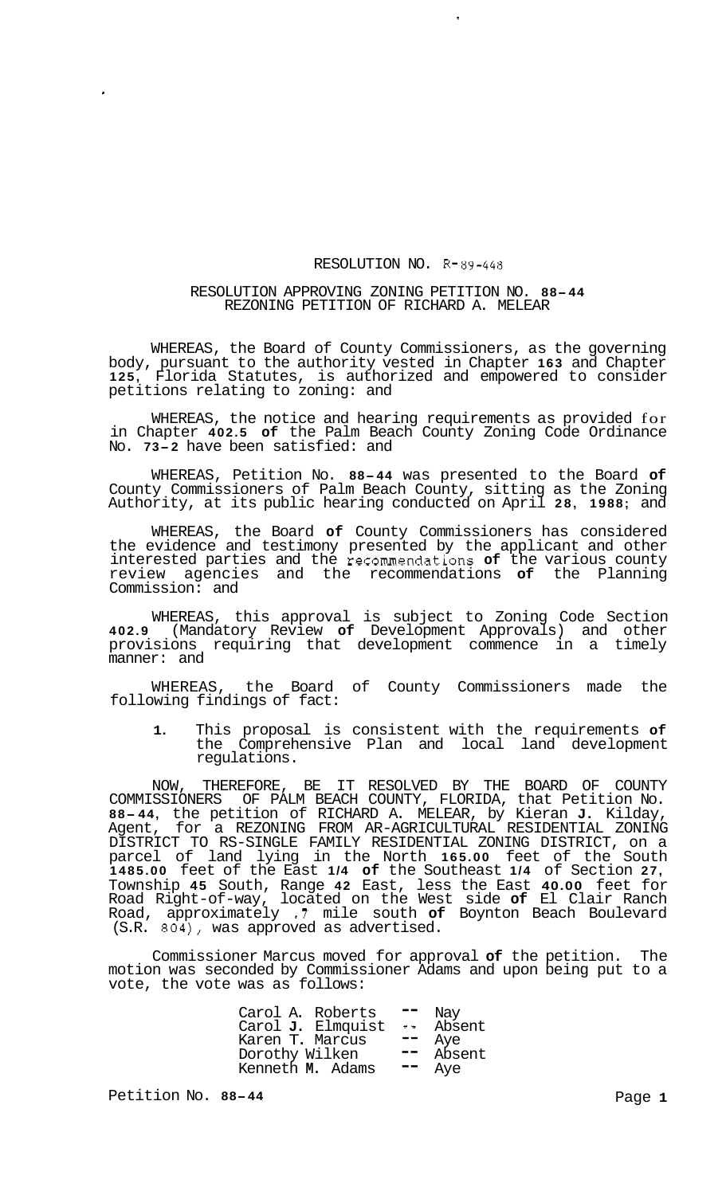# RESOLUTION NO. R-89-448

## RESOLUTION APPROVING ZONING PETITION NO. 88-44 REZONING PETITION OF RICHARD A. MELEAR

WHEREAS, the Board of County Commissioners, as the governing body, pursuant to the authority vested in Chapter 163 and Chapter 125, Florida Statutes, is authorized and empowered to consider petitions relating to zoning: and

WHEREAS, the notice and hearing requirements as provided for in Chapter 402.5 of the Palm Beach County Zoning Code Ordinance No. 73-2 have been satisfied: and

WHEREAS, Petition No. 88-44 was presented to the Board of County Commissioners of Palm Beach County, sitting as the Zoning Authority, at its public hearing conducted on April 28, 1988; and

WHEREAS, the Board of County Commissioners has considered the evidence and testimony presented by the applicant and other interested parties and the recommendations of the various county review agencies and the recommendations of the Planning Commission: and

WHEREAS, this approval is subject to Zoning Code Section 402.9 (Mandatory Review of Development Approvals) and other provisions requiring that development commence in a timely manner: and

WHEREAS, the Board of County Commissioners made the following findings of fact:

1. This proposal is consistent with the requirements of the Comprehensive Plan and local land development regulations.

NOW, THEREFORE, BE IT RESOLVED BY THE BOARD OF COUNTY COMMISSIONERS OF PALM BEACH COUNTY, FLORIDA, that Petition No. 88-44, the petition of RICHARD A. MELEAR, by Kieran J. Kilday, Agent, for a REZONING FROM AR-AGRICULTURAL RESIDENTIAL ZONING DISTRICT TO RS-SINGLE FAMILY RESIDENTIAL ZONING DISTRICT, on a parcel of land lying in the North 165.00 feet of the South 1485.00 feet of the East 1/4 of the Southeast 1/4 of Section 27, Township 45 South, Range 42 East, less the East 40.00 feet for Road Right-of-way, located on the West side of El Clair Ranch Road, approximately .7 mile south of Boynton Beach Boulevard (S.R. 804), was approved as advertised.

Commissioner Marcus moved for approval of the petition. The motion was seconded by Commissioner Adams and upon being put to a vote, the vote was as follows:

| | | |
|---|---|---|
| Carol A. Roberts | -- | Nay |
| Carol J. Elmquist | -- | Absent |
| Karen T. Marcus | -- | Aye |
| Dorothy Wilken | -- | Absent |
| Kenneth M. Adams | -- | Aye |

Petition No. 88-44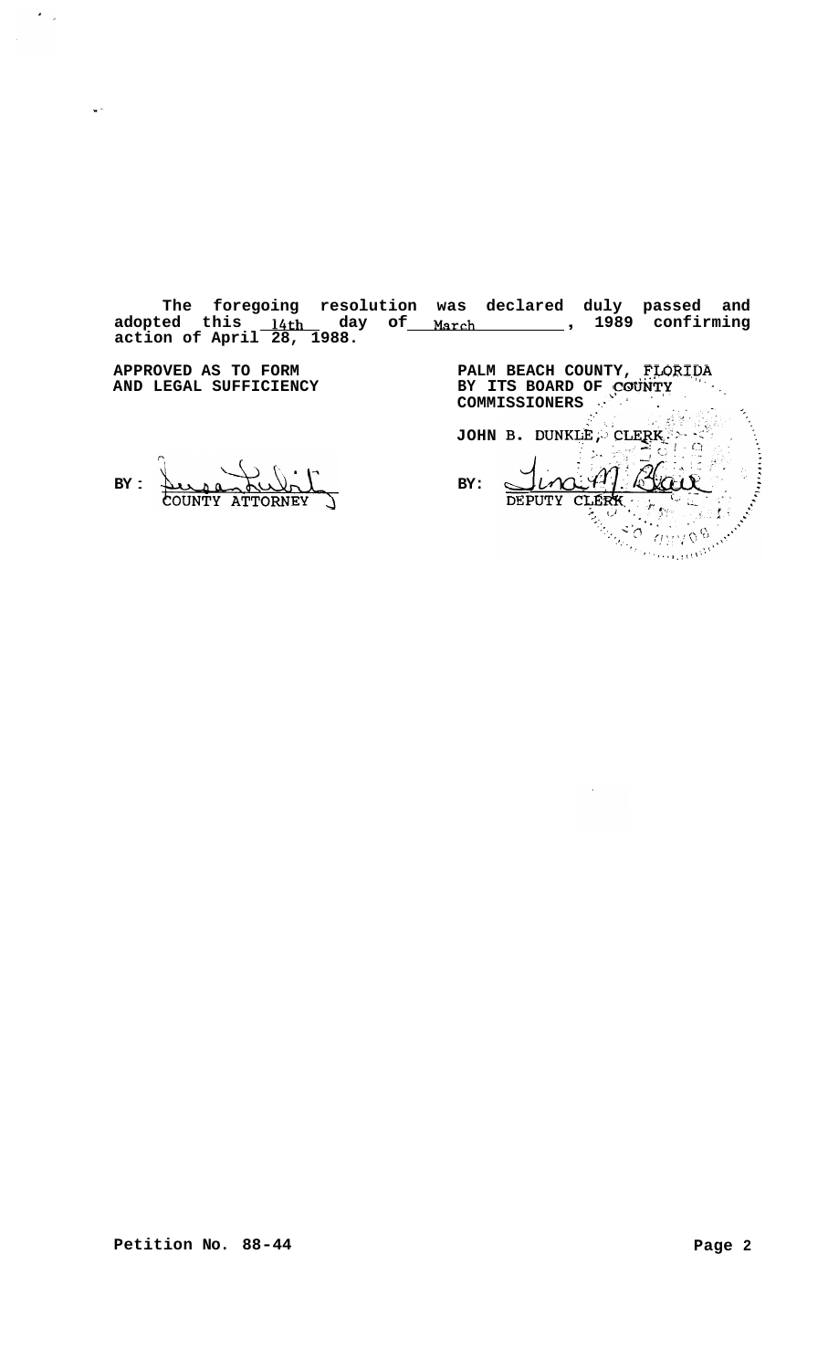The foregoing resolution was declared duly passed and adopted this 14th day of March, 1989 confirming action of April 28, 1988.

APPROVED AS TO FORM AND LEGAL SUFFICIENCY

BY: COUNTY ATTORNEY

PALM BEACH COUNTY, FLORIDA BY ITS BOARD OF COUNTY COMMISSIONERS

JOHN B. DUNKLE, CLERK

BY: DEPUTY CLERK

Petition No. 88-44